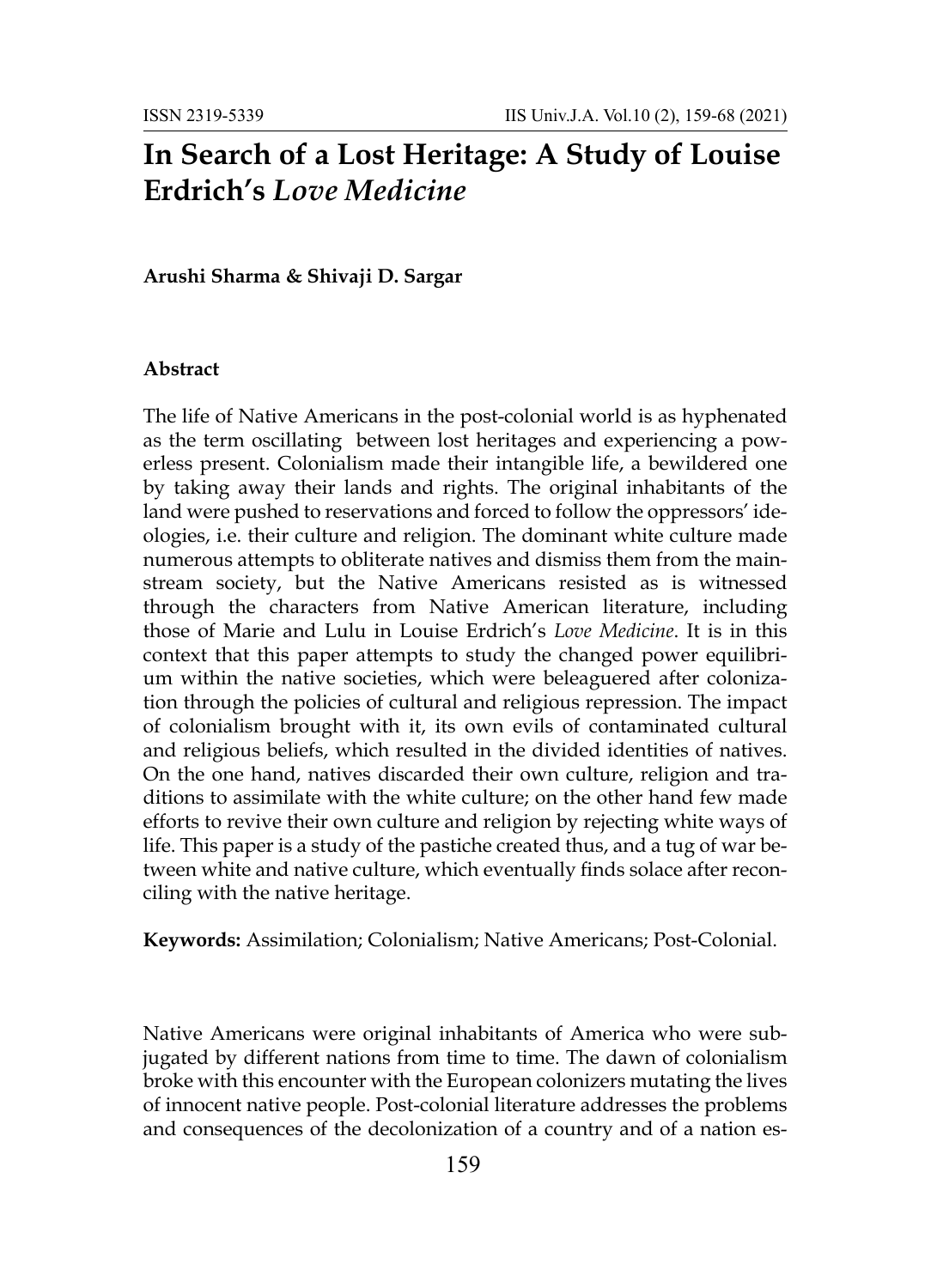# In Search of a Lost Heritage: A Study of Louise Erdrich's *Love Medicine*

**Arushi Sharma & Shivaji D. Sargar**

### Abstract

The life of Native Americans in the post-colonial world is as hyphenated as the term oscillating between lost heritages and experiencing a powerless present. Colonialism made their intangible life, a bewildered one by taking away their lands and rights. The original inhabitants of the land were pushed to reservations and forced to follow the oppressors' ideologies, i.e. their culture and religion. The dominant white culture made numerous attempts to obliterate natives and dismiss them from the mainstream society, but the Native Americans resisted as is witnessed through the characters from Native American literature, including those of Marie and Lulu in Louise Erdrich's *Love Medicine*. It is in this context that this paper attempts to study the changed power equilibrium within the native societies, which were beleaguered after colonization through the policies of cultural and religious repression. The impact of colonialism brought with it, its own evils of contaminated cultural and religious beliefs, which resulted in the divided identities of natives. On the one hand, natives discarded their own culture, religion and traditions to assimilate with the white culture; on the other hand few made efforts to revive their own culture and religion by rejecting white ways of life. This paper is a study of the pastiche created thus, and a tug of war between white and native culture, which eventually finds solace after reconciling with the native heritage.

**Keywords:** Assimilation; Colonialism; Native Americans; Post-Colonial.

Native Americans were original inhabitants of America who were subjugated by different nations from time to time. The dawn of colonialism broke with this encounter with the European colonizers mutating the lives of innocent native people. Post-colonial literature addresses the problems and consequences of the decolonization of a country and of a nation es-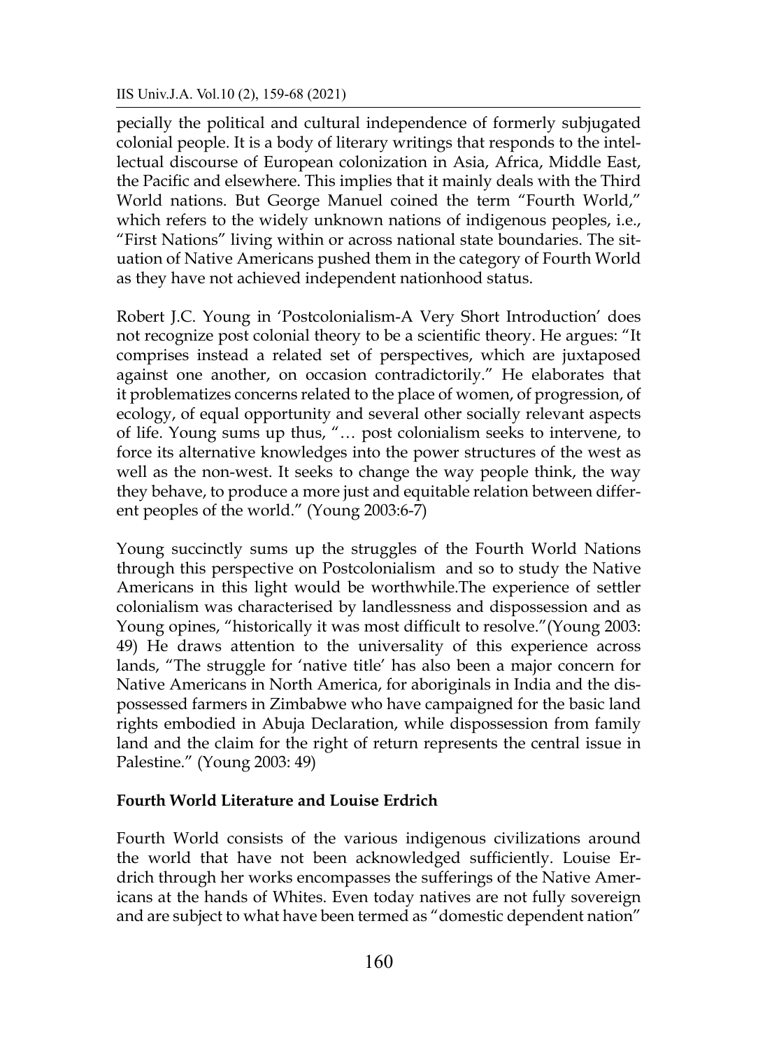pecially the political and cultural independence of formerly subjugated colonial people. It is a body of literary writings that responds to the intellectual discourse of European colonization in Asia, Africa, Middle East, the Pacific and elsewhere. This implies that it mainly deals with the Third World nations. But George Manuel coined the term "Fourth World," which refers to the widely unknown nations of indigenous peoples, i.e., "First Nations" living within or across national state boundaries. The situation of Native Americans pushed them in the category of Fourth World as they have not achieved independent nationhood status.

Robert J.C. Young in 'Postcolonialism-A Very Short Introduction' does not recognize post colonial theory to be a scientific theory. He argues: "It comprises instead a related set of perspectives, which are juxtaposed against one another, on occasion contradictorily." He elaborates that it problematizes concerns related to the place of women, of progression, of ecology, of equal opportunity and several other socially relevant aspects of life. Young sums up thus, "… post colonialism seeks to intervene, to force its alternative knowledges into the power structures of the west as well as the non-west. It seeks to change the way people think, the way they behave, to produce a more just and equitable relation between different peoples of the world." (Young 2003:6-7)

Young succinctly sums up the struggles of the Fourth World Nations through this perspective on Postcolonialism and so to study the Native Americans in this light would be worthwhile.The experience of settler colonialism was characterised by landlessness and dispossession and as Young opines, "historically it was most difficult to resolve."(Young 2003: 49) He draws attention to the universality of this experience across lands, "The struggle for 'native title' has also been a major concern for Native Americans in North America, for aboriginals in India and the dispossessed farmers in Zimbabwe who have campaigned for the basic land rights embodied in Abuja Declaration, while dispossession from family land and the claim for the right of return represents the central issue in Palestine." (Young 2003: 49)

**Fourth World Literature and Louise Erdrich**

Fourth World consists of the various indigenous civilizations around the world that have not been acknowledged sufficiently. Louise Erdrich through her works encompasses the sufferings of the Native Americans at the hands of Whites. Even today natives are not fully sovereign and are subject to what have been termed as "domestic dependent nation"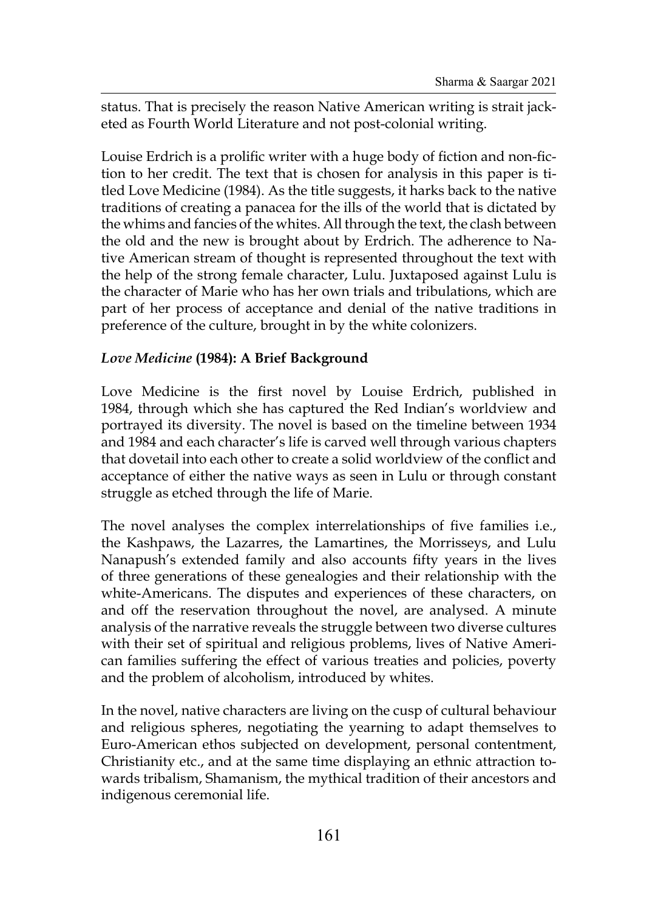status. That is precisely the reason Native American writing is strait jacketed as Fourth World Literature and not post-colonial writing.

Louise Erdrich is a prolific writer with a huge body of fiction and non-fiction to her credit. The text that is chosen for analysis in this paper is titled Love Medicine (1984). As the title suggests, it harks back to the native traditions of creating a panacea for the ills of the world that is dictated by the whims and fancies of the whites. All through the text, the clash between the old and the new is brought about by Erdrich. The adherence to Native American stream of thought is represented throughout the text with the help of the strong female character, Lulu. Juxtaposed against Lulu is the character of Marie who has her own trials and tribulations, which are part of her process of acceptance and denial of the native traditions in preference of the culture, brought in by the white colonizers.

### *Love Medicine* (1984): A Brief Background

Love Medicine is the first novel by Louise Erdrich, published in 1984, through which she has captured the Red Indian's worldview and portrayed its diversity. The novel is based on the timeline between 1934 and 1984 and each character's life is carved well through various chapters that dovetail into each other to create a solid worldview of the conflict and acceptance of either the native ways as seen in Lulu or through constant struggle as etched through the life of Marie.

The novel analyses the complex interrelationships of five families i.e., the Kashpaws, the Lazarres, the Lamartines, the Morrisseys, and Lulu Nanapush's extended family and also accounts fifty years in the lives of three generations of these genealogies and their relationship with the white-Americans. The disputes and experiences of these characters, on and off the reservation throughout the novel, are analysed. A minute analysis of the narrative reveals the struggle between two diverse cultures with their set of spiritual and religious problems, lives of Native American families suffering the effect of various treaties and policies, poverty and the problem of alcoholism, introduced by whites.

In the novel, native characters are living on the cusp of cultural behaviour and religious spheres, negotiating the yearning to adapt themselves to Euro-American ethos subjected on development, personal contentment, Christianity etc., and at the same time displaying an ethnic attraction towards tribalism, Shamanism, the mythical tradition of their ancestors and indigenous ceremonial life.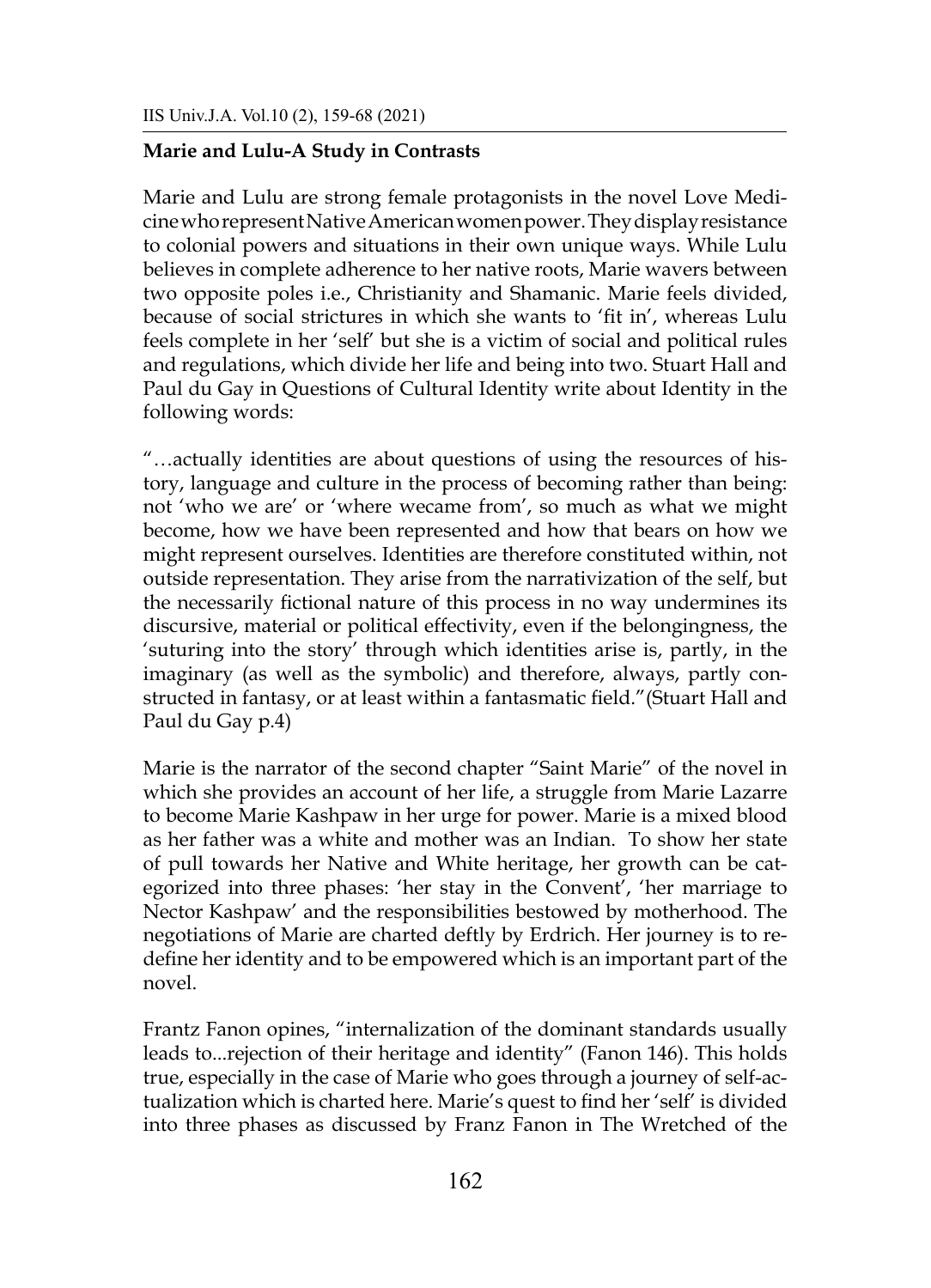**Marie and Lulu-A Study in Contrasts**

Marie and Lulu are strong female protagonists in the novel Love Medicine who represent Native American women power. They display resistance to colonial powers and situations in their own unique ways. While Lulu believes in complete adherence to her native roots, Marie wavers between two opposite poles i.e., Christianity and Shamanic. Marie feels divided, because of social strictures in which she wants to 'fit in', whereas Lulu feels complete in her 'self' but she is a victim of social and political rules and regulations, which divide her life and being into two. Stuart Hall and Paul du Gay in Questions of Cultural Identity write about Identity in the following words:

"…actually identities are about questions of using the resources of history, language and culture in the process of becoming rather than being: not 'who we are' or 'where wecame from', so much as what we might become, how we have been represented and how that bears on how we might represent ourselves. Identities are therefore constituted within, not outside representation. They arise from the narrativization of the self, but the necessarily fictional nature of this process in no way undermines its discursive, material or political effectivity, even if the belongingness, the 'suturing into the story' through which identities arise is, partly, in the imaginary (as well as the symbolic) and therefore, always, partly constructed in fantasy, or at least within a fantasmatic field."(Stuart Hall and Paul du Gay p.4)

Marie is the narrator of the second chapter "Saint Marie" of the novel in which she provides an account of her life, a struggle from Marie Lazarre to become Marie Kashpaw in her urge for power. Marie is a mixed blood as her father was a white and mother was an Indian. To show her state of pull towards her Native and White heritage, her growth can be categorized into three phases: 'her stay in the Convent', 'her marriage to Nector Kashpaw' and the responsibilities bestowed by motherhood. The negotiations of Marie are charted deftly by Erdrich. Her journey is to redefine her identity and to be empowered which is an important part of the novel.

Frantz Fanon opines, "internalization of the dominant standards usually leads to...rejection of their heritage and identity" (Fanon 146). This holds true, especially in the case of Marie who goes through a journey of self-actualization which is charted here. Marie's quest to find her 'self' is divided into three phases as discussed by Franz Fanon in The Wretched of the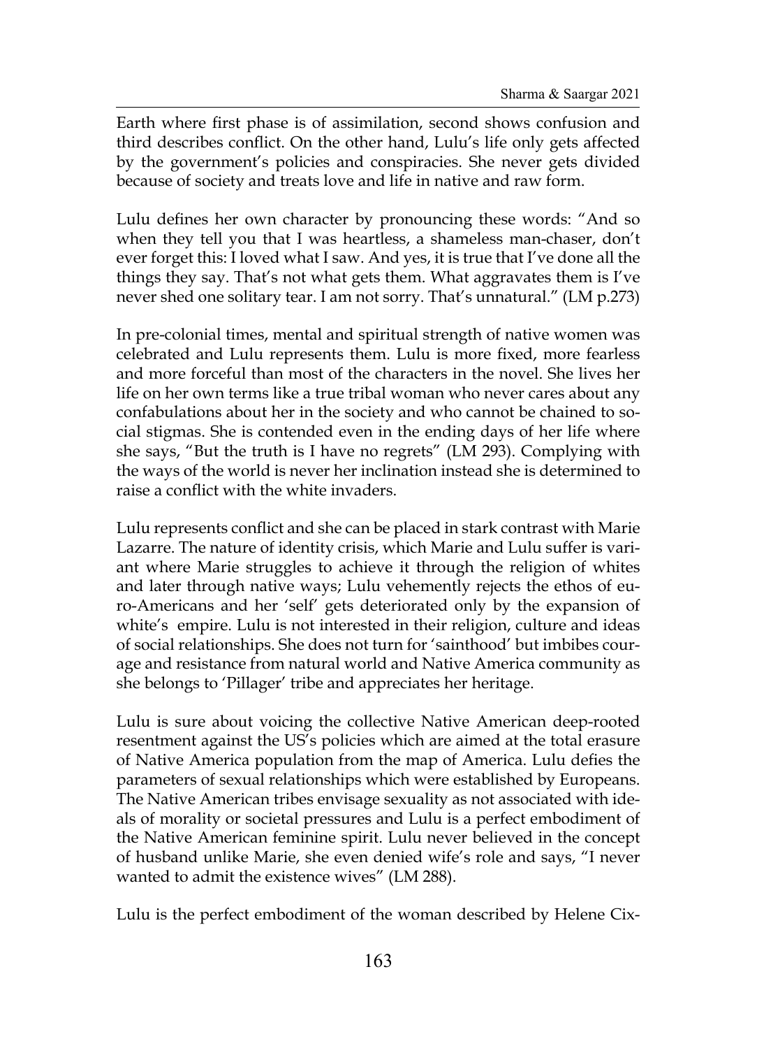Earth where first phase is of assimilation, second shows confusion and third describes conflict. On the other hand, Lulu's life only gets affected by the government's policies and conspiracies. She never gets divided because of society and treats love and life in native and raw form.

Lulu defines her own character by pronouncing these words: "And so when they tell you that I was heartless, a shameless man-chaser, don't ever forget this: I loved what I saw. And yes, it is true that I've done all the things they say. That's not what gets them. What aggravates them is I've never shed one solitary tear. I am not sorry. That's unnatural." (LM p.273)

In pre-colonial times, mental and spiritual strength of native women was celebrated and Lulu represents them. Lulu is more fixed, more fearless and more forceful than most of the characters in the novel. She lives her life on her own terms like a true tribal woman who never cares about any confabulations about her in the society and who cannot be chained to social stigmas. She is contended even in the ending days of her life where she says, "But the truth is I have no regrets" (LM 293). Complying with the ways of the world is never her inclination instead she is determined to raise a conflict with the white invaders.

Lulu represents conflict and she can be placed in stark contrast with Marie Lazarre. The nature of identity crisis, which Marie and Lulu suffer is variant where Marie struggles to achieve it through the religion of whites and later through native ways; Lulu vehemently rejects the ethos of euro-Americans and her 'self' gets deteriorated only by the expansion of white's empire. Lulu is not interested in their religion, culture and ideas of social relationships. She does not turn for 'sainthood' but imbibes courage and resistance from natural world and Native America community as she belongs to 'Pillager' tribe and appreciates her heritage.

Lulu is sure about voicing the collective Native American deep-rooted resentment against the US's policies which are aimed at the total erasure of Native America population from the map of America. Lulu defies the parameters of sexual relationships which were established by Europeans. The Native American tribes envisage sexuality as not associated with ideals of morality or societal pressures and Lulu is a perfect embodiment of the Native American feminine spirit. Lulu never believed in the concept of husband unlike Marie, she even denied wife's role and says, "I never wanted to admit the existence wives" (LM 288).

Lulu is the perfect embodiment of the woman described by Helene Cix-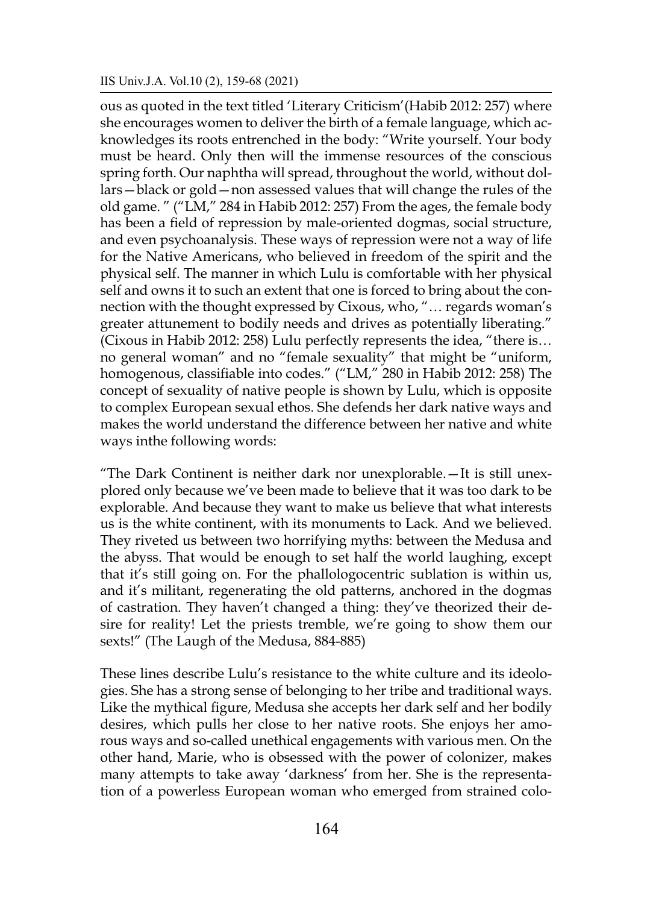ous as quoted in the text titled 'Literary Criticism'(Habib 2012: 257) where she encourages women to deliver the birth of a female language, which acknowledges its roots entrenched in the body: "Write yourself. Your body must be heard. Only then will the immense resources of the conscious spring forth. Our naphtha will spread, throughout the world, without dollars—black or gold—non assessed values that will change the rules of the old game. " ("LM," 284 in Habib 2012: 257) From the ages, the female body has been a field of repression by male-oriented dogmas, social structure, and even psychoanalysis. These ways of repression were not a way of life for the Native Americans, who believed in freedom of the spirit and the physical self. The manner in which Lulu is comfortable with her physical self and owns it to such an extent that one is forced to bring about the connection with the thought expressed by Cixous, who, "… regards woman's greater attunement to bodily needs and drives as potentially liberating." (Cixous in Habib 2012: 258) Lulu perfectly represents the idea, "there is… no general woman" and no "female sexuality" that might be "uniform, homogenous, classifiable into codes." ("LM," 280 in Habib 2012: 258) The concept of sexuality of native people is shown by Lulu, which is opposite to complex European sexual ethos. She defends her dark native ways and makes the world understand the difference between her native and white ways inthe following words:

"The Dark Continent is neither dark nor unexplorable.—It is still unexplored only because we've been made to believe that it was too dark to be explorable. And because they want to make us believe that what interests us is the white continent, with its monuments to Lack. And we believed. They riveted us between two horrifying myths: between the Medusa and the abyss. That would be enough to set half the world laughing, except that it's still going on. For the phallologocentric sublation is within us, and it's militant, regenerating the old patterns, anchored in the dogmas of castration. They haven't changed a thing: they've theorized their desire for reality! Let the priests tremble, we're going to show them our sexts!" (The Laugh of the Medusa, 884-885)

These lines describe Lulu's resistance to the white culture and its ideologies. She has a strong sense of belonging to her tribe and traditional ways. Like the mythical figure, Medusa she accepts her dark self and her bodily desires, which pulls her close to her native roots. She enjoys her amorous ways and so-called unethical engagements with various men. On the other hand, Marie, who is obsessed with the power of colonizer, makes many attempts to take away 'darkness' from her. She is the representation of a powerless European woman who emerged from strained colo-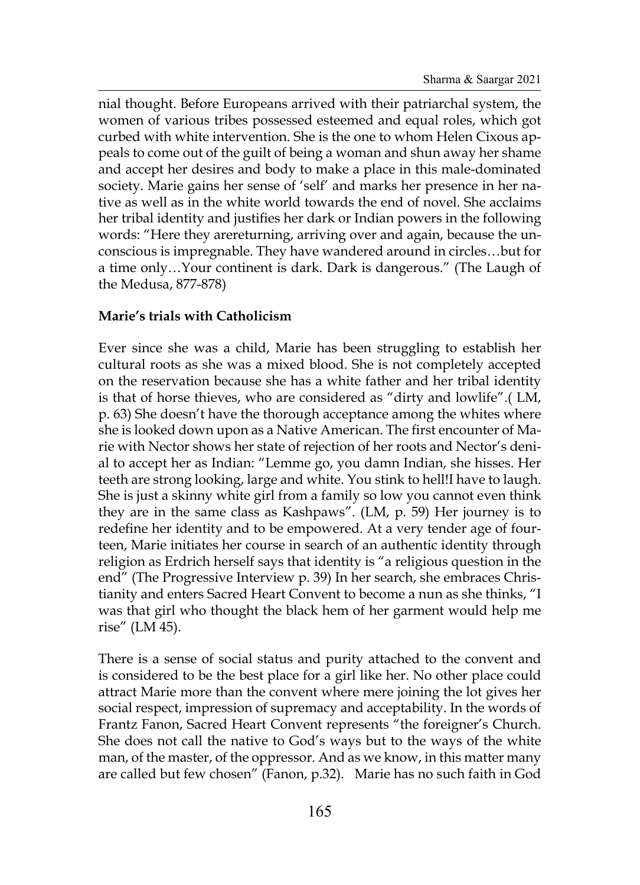nial thought. Before Europeans arrived with their patriarchal system, the women of various tribes possessed esteemed and equal roles, which got curbed with white intervention. She is the one to whom Helen Cixous appeals to come out of the guilt of being a woman and shun away her shame and accept her desires and body to make a place in this male-dominated society. Marie gains her sense of 'self' and marks her presence in her native as well as in the white world towards the end of novel. She acclaims her tribal identity and justifies her dark or Indian powers in the following words: "Here they arereturning, arriving over and again, because the unconscious is impregnable. They have wandered around in circles…but for a time only…Your continent is dark. Dark is dangerous." (The Laugh of the Medusa, 877-878)

**Marie's trials with Catholicism**

Ever since she was a child, Marie has been struggling to establish her cultural roots as she was a mixed blood. She is not completely accepted on the reservation because she has a white father and her tribal identity is that of horse thieves, who are considered as "dirty and lowlife".( LM, p. 63) She doesn't have the thorough acceptance among the whites where she is looked down upon as a Native American. The first encounter of Marie with Nector shows her state of rejection of her roots and Nector's denial to accept her as Indian: "Lemme go, you damn Indian, she hisses. Her teeth are strong looking, large and white. You stink to hell!I have to laugh. She is just a skinny white girl from a family so low you cannot even think they are in the same class as Kashpaws". (LM, p. 59) Her journey is to redefine her identity and to be empowered. At a very tender age of fourteen, Marie initiates her course in search of an authentic identity through religion as Erdrich herself says that identity is "a religious question in the end" (The Progressive Interview p. 39) In her search, she embraces Christianity and enters Sacred Heart Convent to become a nun as she thinks, "I was that girl who thought the black hem of her garment would help me rise" (LM 45).

There is a sense of social status and purity attached to the convent and is considered to be the best place for a girl like her. No other place could attract Marie more than the convent where mere joining the lot gives her social respect, impression of supremacy and acceptability. In the words of Frantz Fanon, Sacred Heart Convent represents "the foreigner's Church. She does not call the native to God's ways but to the ways of the white man, of the master, of the oppressor. And as we know, in this matter many are called but few chosen" (Fanon, p.32). Marie has no such faith in God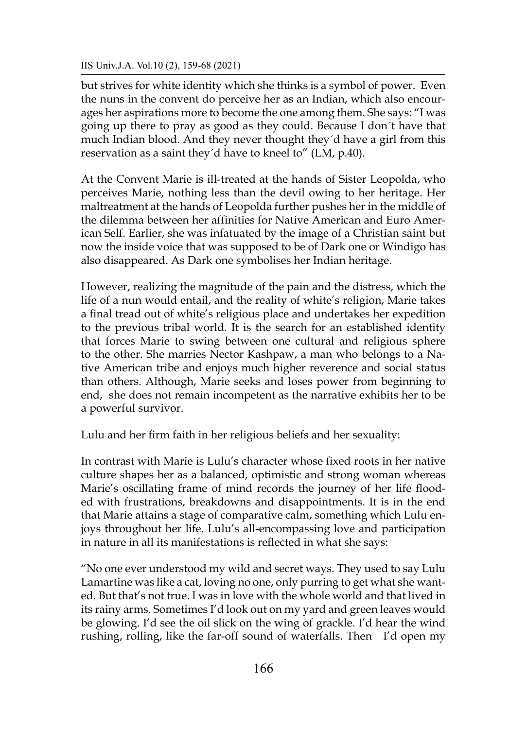but strives for white identity which she thinks is a symbol of power. Even the nuns in the convent do perceive her as an Indian, which also encourages her aspirations more to become the one among them. She says: "I was going up there to pray as good as they could. Because I don´t have that much Indian blood. And they never thought they´d have a girl from this reservation as a saint they´d have to kneel to" (LM, p.40).

At the Convent Marie is ill-treated at the hands of Sister Leopolda, who perceives Marie, nothing less than the devil owing to her heritage. Her maltreatment at the hands of Leopolda further pushes her in the middle of the dilemma between her affinities for Native American and Euro American Self. Earlier, she was infatuated by the image of a Christian saint but now the inside voice that was supposed to be of Dark one or Windigo has also disappeared. As Dark one symbolises her Indian heritage.

However, realizing the magnitude of the pain and the distress, which the life of a nun would entail, and the reality of white's religion, Marie takes a final tread out of white's religious place and undertakes her expedition to the previous tribal world. It is the search for an established identity that forces Marie to swing between one cultural and religious sphere to the other. She marries Nector Kashpaw, a man who belongs to a Native American tribe and enjoys much higher reverence and social status than others. Although, Marie seeks and loses power from beginning to end, she does not remain incompetent as the narrative exhibits her to be a powerful survivor.

Lulu and her firm faith in her religious beliefs and her sexuality:

In contrast with Marie is Lulu's character whose fixed roots in her native culture shapes her as a balanced, optimistic and strong woman whereas Marie's oscillating frame of mind records the journey of her life flooded with frustrations, breakdowns and disappointments. It is in the end that Marie attains a stage of comparative calm, something which Lulu enjoys throughout her life. Lulu's all-encompassing love and participation in nature in all its manifestations is reflected in what she says:

"No one ever understood my wild and secret ways. They used to say Lulu Lamartine was like a cat, loving no one, only purring to get what she wanted. But that's not true. I was in love with the whole world and that lived in its rainy arms. Sometimes I'd look out on my yard and green leaves would be glowing. I'd see the oil slick on the wing of grackle. I'd hear the wind rushing, rolling, like the far-off sound of waterfalls. Then I'd open my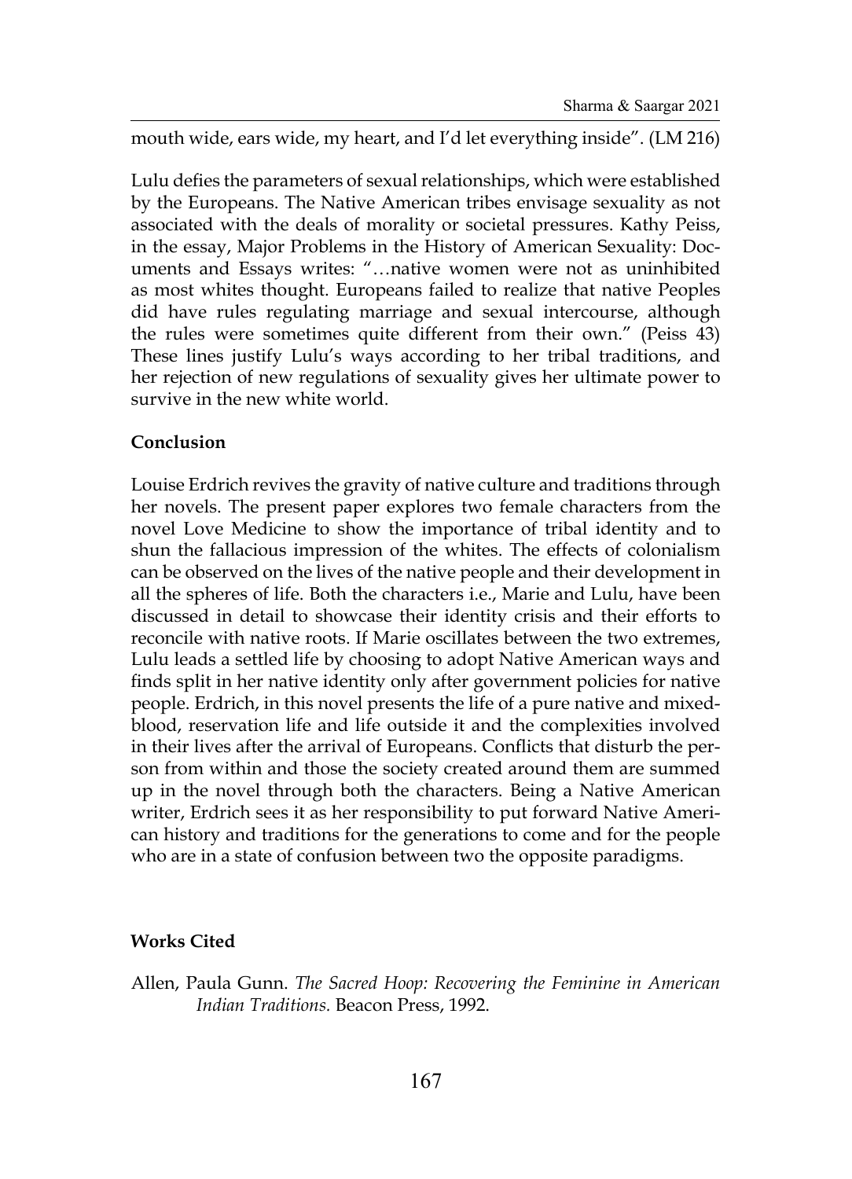mouth wide, ears wide, my heart, and I'd let everything inside". (LM 216)

Lulu defies the parameters of sexual relationships, which were established by the Europeans. The Native American tribes envisage sexuality as not associated with the deals of morality or societal pressures. Kathy Peiss, in the essay, Major Problems in the History of American Sexuality: Documents and Essays writes: "…native women were not as uninhibited as most whites thought. Europeans failed to realize that native Peoples did have rules regulating marriage and sexual intercourse, although the rules were sometimes quite different from their own." (Peiss 43) These lines justify Lulu's ways according to her tribal traditions, and her rejection of new regulations of sexuality gives her ultimate power to survive in the new white world.

**Conclusion**

Louise Erdrich revives the gravity of native culture and traditions through her novels. The present paper explores two female characters from the novel Love Medicine to show the importance of tribal identity and to shun the fallacious impression of the whites. The effects of colonialism can be observed on the lives of the native people and their development in all the spheres of life. Both the characters i.e., Marie and Lulu, have been discussed in detail to showcase their identity crisis and their efforts to reconcile with native roots. If Marie oscillates between the two extremes, Lulu leads a settled life by choosing to adopt Native American ways and finds split in her native identity only after government policies for native people. Erdrich, in this novel presents the life of a pure native and mixed-blood, reservation life and life outside it and the complexities involved in their lives after the arrival of Europeans. Conflicts that disturb the person from within and those the society created around them are summed up in the novel through both the characters. Being a Native American writer, Erdrich sees it as her responsibility to put forward Native American history and traditions for the generations to come and for the people who are in a state of confusion between two the opposite paradigms.

**Works Cited**

Allen, Paula Gunn. *The Sacred Hoop: Recovering the Feminine in American Indian Traditions.* Beacon Press, 1992.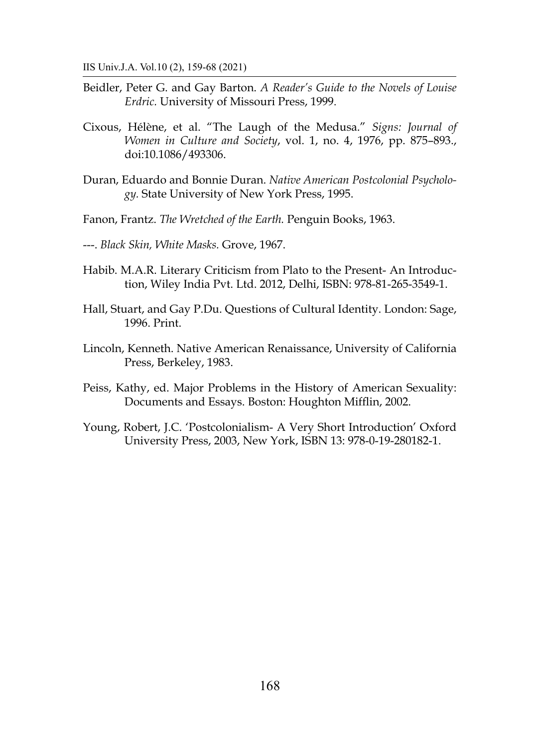Beidler, Peter G. and Gay Barton. *A Reader's Guide to the Novels of Louise Erdric.* University of Missouri Press, 1999.

Cixous, Hélène, et al. "The Laugh of the Medusa." *Signs: Journal of Women in Culture and Society*, vol. 1, no. 4, 1976, pp. 875–893., doi:10.1086/493306.

Duran, Eduardo and Bonnie Duran. *Native American Postcolonial Psychology.* State University of New York Press, 1995.

Fanon, Frantz. *The Wretched of the Earth.* Penguin Books, 1963.

---. *Black Skin, White Masks.* Grove, 1967.

Habib. M.A.R. Literary Criticism from Plato to the Present- An Introduction, Wiley India Pvt. Ltd. 2012, Delhi, ISBN: 978-81-265-3549-1.

Hall, Stuart, and Gay P.Du. Questions of Cultural Identity. London: Sage, 1996. Print.

Lincoln, Kenneth. Native American Renaissance, University of California Press, Berkeley, 1983.

Peiss, Kathy, ed. Major Problems in the History of American Sexuality: Documents and Essays. Boston: Houghton Mifflin, 2002.

Young, Robert, J.C. 'Postcolonialism- A Very Short Introduction' Oxford University Press, 2003, New York, ISBN 13: 978-0-19-280182-1.